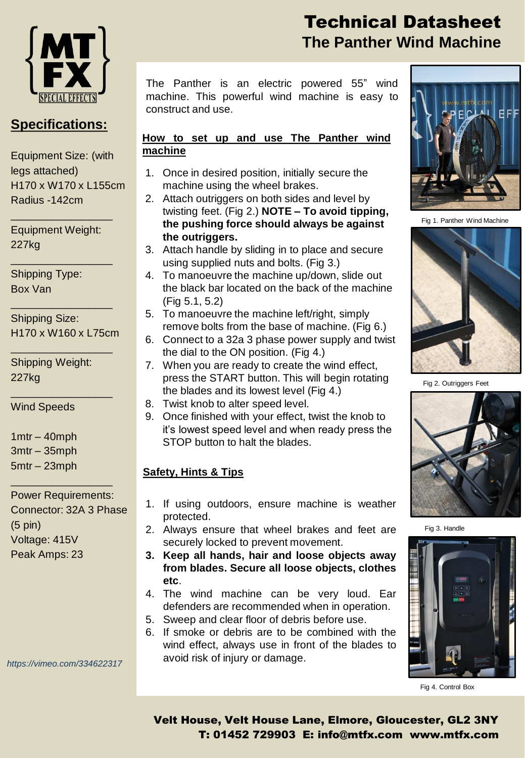# Technical Datasheet
## The Panther Wind Machine

## Specifications:

Equipment Size: (with legs attached)
H170 x W170 x L155cm
Radius -142cm

Equipment Weight:
227kg

Shipping Type:
Box Van

Shipping Size:
H170 x W160 x L75cm

Shipping Weight:
227kg

Wind Speeds

1mtr – 40mph
3mtr – 35mph
5mtr – 23mph

Power Requirements:
Connector: 32A 3 Phase (5 pin)
Voltage: 415V
Peak Amps: 23

*https://vimeo.com/334622317*

The Panther is an electric powered 55" wind machine. This powerful wind machine is easy to construct and use.

**How to set up and use The Panther wind machine**

1. Once in desired position, initially secure the machine using the wheel brakes.
2. Attach outriggers on both sides and level by twisting feet. (Fig 2.) **NOTE – To avoid tipping, the pushing force should always be against the outriggers.**
3. Attach handle by sliding in to place and secure using supplied nuts and bolts. (Fig 3.)
4. To manoeuvre the machine up/down, slide out the black bar located on the back of the machine (Fig 5.1, 5.2)
5. To manoeuvre the machine left/right, simply remove bolts from the base of machine. (Fig 6.)
6. Connect to a 32a 3 phase power supply and twist the dial to the ON position. (Fig 4.)
7. When you are ready to create the wind effect, press the START button. This will begin rotating the blades and its lowest level (Fig 4.)
8. Twist knob to alter speed level.
9. Once finished with your effect, twist the knob to it's lowest speed level and when ready press the STOP button to halt the blades.

**Safety, Hints & Tips**

1. If using outdoors, ensure machine is weather protected.
2. Always ensure that wheel brakes and feet are securely locked to prevent movement.
3. **Keep all hands, hair and loose objects away from blades. Secure all loose objects, clothes etc.**
4. The wind machine can be very loud. Ear defenders are recommended when in operation.
5. Sweep and clear floor of debris before use.
6. If smoke or debris are to be combined with the wind effect, always use in front of the blades to avoid risk of injury or damage.

Fig 1. Panther Wind Machine

Fig 2. Outriggers Feet

Fig 3. Handle

Fig 4. Control Box

**Velt House, Velt House Lane, Elmore, Gloucester, GL2 3NY**
**T: 01452 729903 E: info@mtfx.com www.mtfx.com**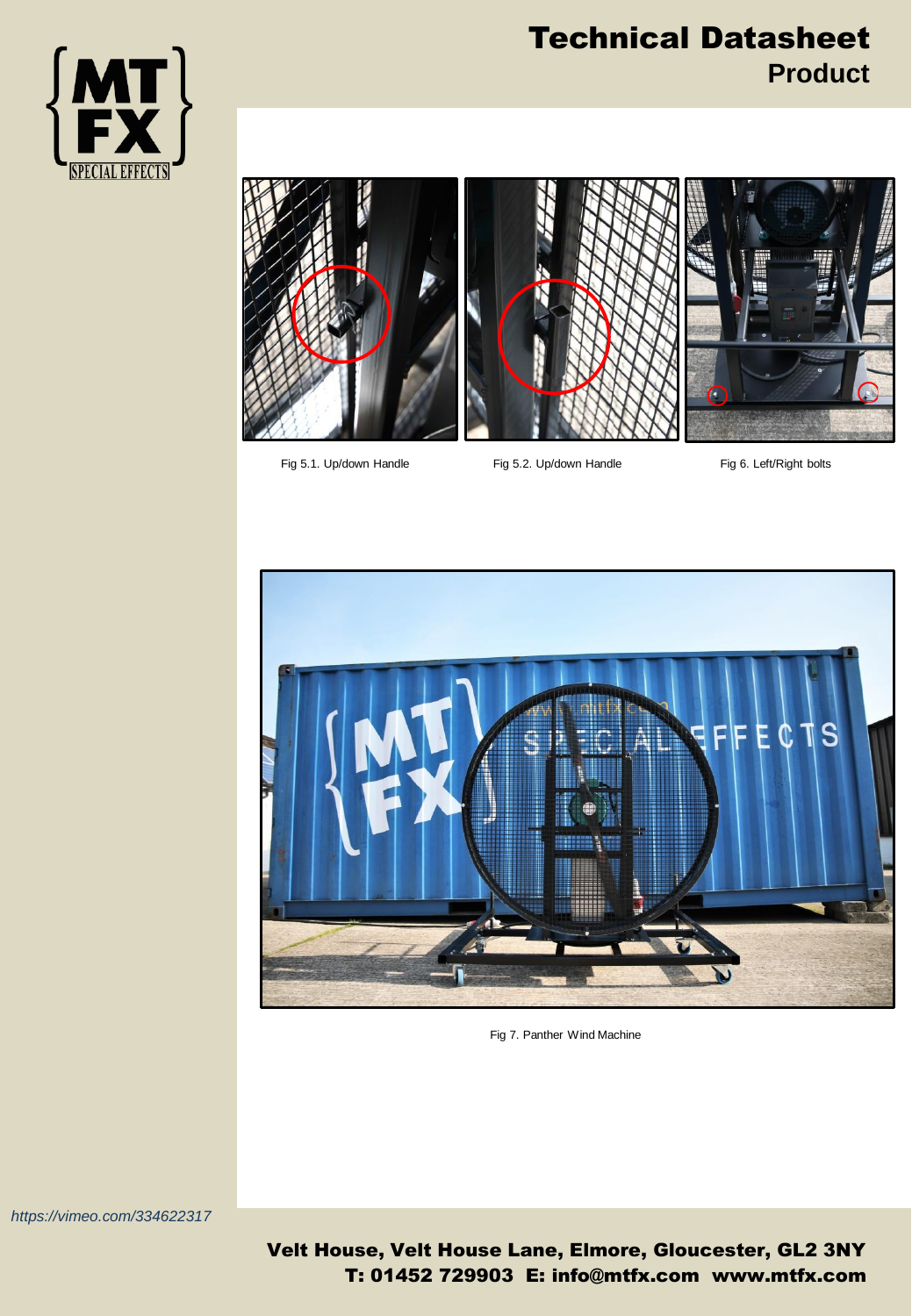# Technical Datasheet

## Product

Fig 5.1. Up/down Handle

Fig 5.2. Up/down Handle

Fig 6. Left/Right bolts

Fig 7. Panther Wind Machine

*https://vimeo.com/334622317*

**Velt House, Velt House Lane, Elmore, Gloucester, GL2 3NY**
**T: 01452 729903 E: info@mtfx.com www.mtfx.com**